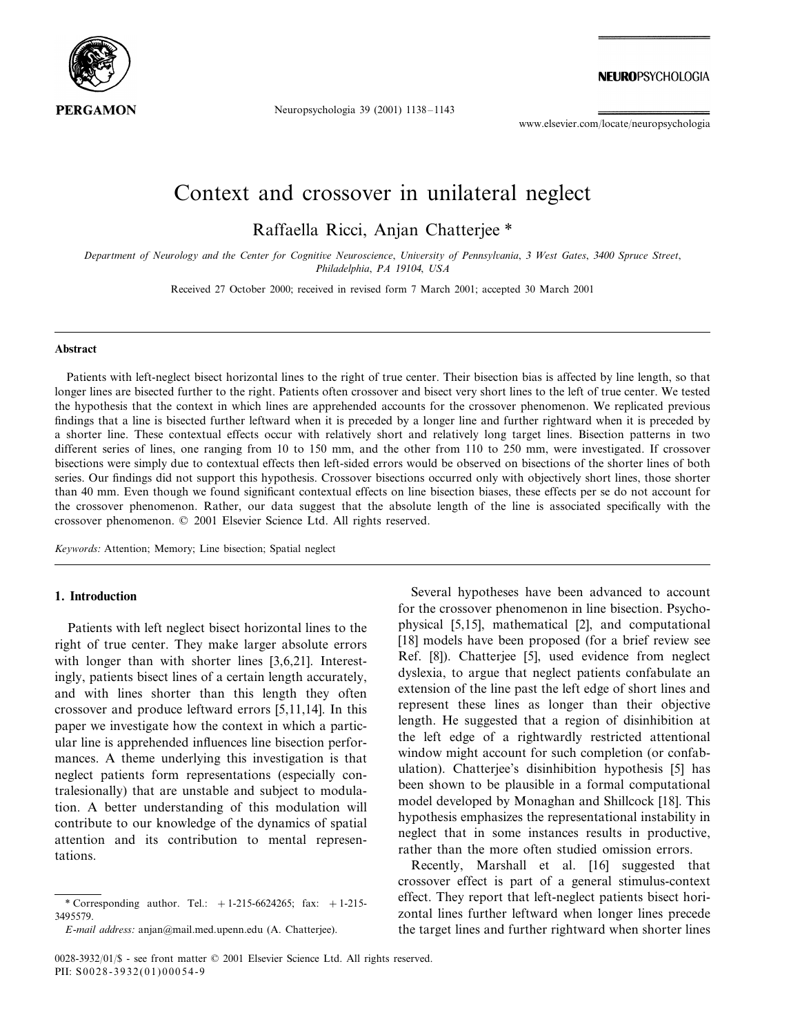# Context and crossover in unilateral neglect

Raffaella Ricci, Anjan Chatterjee *

*Department of Neurology and the Center for Cognitive Neuroscience, University of Pennsylvania, 3 West Gates, 3400 Spruce Street, Philadelphia, PA 19104, USA*

Received 27 October 2000; received in revised form 7 March 2001; accepted 30 March 2001

## Abstract

Patients with left-neglect bisect horizontal lines to the right of true center. Their bisection bias is affected by line length, so that longer lines are bisected further to the right. Patients often crossover and bisect very short lines to the left of true center. We tested the hypothesis that the context in which lines are apprehended accounts for the crossover phenomenon. We replicated previous findings that a line is bisected further leftward when it is preceded by a longer line and further rightward when it is preceded by a shorter line. These contextual effects occur with relatively short and relatively long target lines. Bisection patterns in two different series of lines, one ranging from 10 to 150 mm, and the other from 110 to 250 mm, were investigated. If crossover bisections were simply due to contextual effects then left-sided errors would be observed on bisections of the shorter lines of both series. Our findings did not support this hypothesis. Crossover bisections occurred only with objectively short lines, those shorter than 40 mm. Even though we found significant contextual effects on line bisection biases, these effects per se do not account for the crossover phenomenon. Rather, our data suggest that the absolute length of the line is associated specifically with the crossover phenomenon. © 2001 Elsevier Science Ltd. All rights reserved.

*Keywords:* Attention; Memory; Line bisection; Spatial neglect

## 1. Introduction

Patients with left neglect bisect horizontal lines to the right of true center. They make larger absolute errors with longer than with shorter lines [3,6,21]. Interestingly, patients bisect lines of a certain length accurately, and with lines shorter than this length they often crossover and produce leftward errors [5,11,14]. In this paper we investigate how the context in which a particular line is apprehended influences line bisection performances. A theme underlying this investigation is that neglect patients form representations (especially contralesionally) that are unstable and subject to modulation. A better understanding of this modulation will contribute to our knowledge of the dynamics of spatial attention and its contribution to mental representations.

Several hypotheses have been advanced to account for the crossover phenomenon in line bisection. Psychophysical [5,15], mathematical [2], and computational [18] models have been proposed (for a brief review see Ref. [8]). Chatterjee [5], used evidence from neglect dyslexia, to argue that neglect patients confabulate an extension of the line past the left edge of short lines and represent these lines as longer than their objective length. He suggested that a region of disinhibition at the left edge of a rightwardly restricted attentional window might account for such completion (or confabulation). Chatterjee's disinhibition hypothesis [5] has been shown to be plausible in a formal computational model developed by Monaghan and Shillcock [18]. This hypothesis emphasizes the representational instability in neglect that in some instances results in productive, rather than the more often studied omission errors.

Recently, Marshall et al. [16] suggested that crossover effect is part of a general stimulus-context effect. They report that left-neglect patients bisect horizontal lines further leftward when longer lines precede the target lines and further rightward when shorter lines

---

* Corresponding author. Tel.: +1-215-6624265; fax: +1-215-3495579.

*E-mail address:* anjan@mail.med.upenn.edu (A. Chatterjee).

0028-3932/01/$ - see front matter © 2001 Elsevier Science Ltd. All rights reserved.
PII: S0028-3932(01)00054-9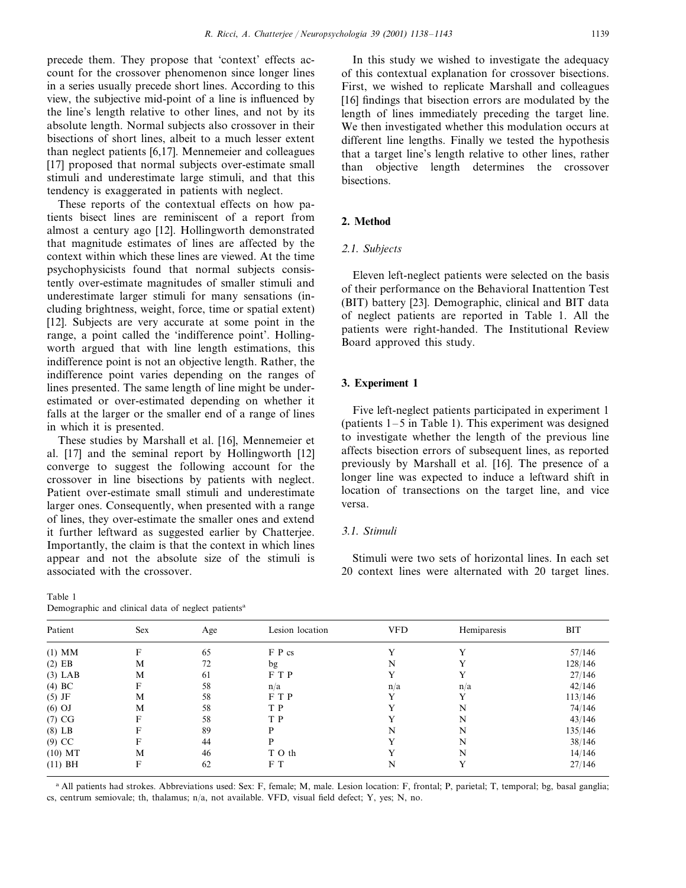precede them. They propose that 'context' effects account for the crossover phenomenon since longer lines in a series usually precede short lines. According to this view, the subjective mid-point of a line is influenced by the line's length relative to other lines, and not by its absolute length. Normal subjects also crossover in their bisections of short lines, albeit to a much lesser extent than neglect patients [6,17]. Mennemeier and colleagues [17] proposed that normal subjects over-estimate small stimuli and underestimate large stimuli, and that this tendency is exaggerated in patients with neglect.

These reports of the contextual effects on how patients bisect lines are reminiscent of a report from almost a century ago [12]. Hollingworth demonstrated that magnitude estimates of lines are affected by the context within which these lines are viewed. At the time psychophysicists found that normal subjects consistently over-estimate magnitudes of smaller stimuli and underestimate larger stimuli for many sensations (including brightness, weight, force, time or spatial extent) [12]. Subjects are very accurate at some point in the range, a point called the 'indifference point'. Hollingworth argued that with line length estimations, this indifference point is not an objective length. Rather, the indifference point varies depending on the ranges of lines presented. The same length of line might be underestimated or over-estimated depending on whether it falls at the larger or the smaller end of a range of lines in which it is presented.

These studies by Marshall et al. [16], Mennemeier et al. [17] and the seminal report by Hollingworth [12] converge to suggest the following account for the crossover in line bisections by patients with neglect. Patient over-estimate small stimuli and underestimate larger ones. Consequently, when presented with a range of lines, they over-estimate the smaller ones and extend it further leftward as suggested earlier by Chatterjee. Importantly, the claim is that the context in which lines appear and not the absolute size of the stimuli is associated with the crossover.

In this study we wished to investigate the adequacy of this contextual explanation for crossover bisections. First, we wished to replicate Marshall and colleagues [16] findings that bisection errors are modulated by the length of lines immediately preceding the target line. We then investigated whether this modulation occurs at different line lengths. Finally we tested the hypothesis that a target line's length relative to other lines, rather than objective length determines the crossover bisections.

## 2. Method

### 2.1. Subjects

Eleven left-neglect patients were selected on the basis of their performance on the Behavioral Inattention Test (BIT) battery [23]. Demographic, clinical and BIT data of neglect patients are reported in Table 1. All the patients were right-handed. The Institutional Review Board approved this study.

## 3. Experiment 1

Five left-neglect patients participated in experiment 1 (patients 1–5 in Table 1). This experiment was designed to investigate whether the length of the previous line affects bisection errors of subsequent lines, as reported previously by Marshall et al. [16]. The presence of a longer line was expected to induce a leftward shift in location of transections on the target line, and vice versa.

### 3.1. Stimuli

Stimuli were two sets of horizontal lines. In each set 20 context lines were alternated with 20 target lines.

Table 1
Demographic and clinical data of neglect patients[a]

| Patient | Sex | Age | Lesion location | VFD | Hemiparesis | BIT |
|---|---|---|---|---|---|---|
| (1) MM | F | 65 | F P cs | Y | Y | 57/146 |
| (2) EB | M | 72 | bg | N | Y | 128/146 |
| (3) LAB | M | 61 | F T P | Y | Y | 27/146 |
| (4) BC | F | 58 | n/a | n/a | n/a | 42/146 |
| (5) JF | M | 58 | F T P | Y | Y | 113/146 |
| (6) OJ | M | 58 | T P | Y | N | 74/146 |
| (7) CG | F | 58 | T P | Y | N | 43/146 |
| (8) LB | F | 89 | P | N | N | 135/146 |
| (9) CC | F | 44 | P | Y | N | 38/146 |
| (10) MT | M | 46 | T O th | Y | N | 14/146 |
| (11) BH | F | 62 | F T | N | Y | 27/146 |

[a] All patients had strokes. Abbreviations used: Sex: F, female; M, male. Lesion location: F, frontal; P, parietal; T, temporal; bg, basal ganglia; cs, centrum semiovale; th, thalamus; n/a, not available. VFD, visual field defect; Y, yes; N, no.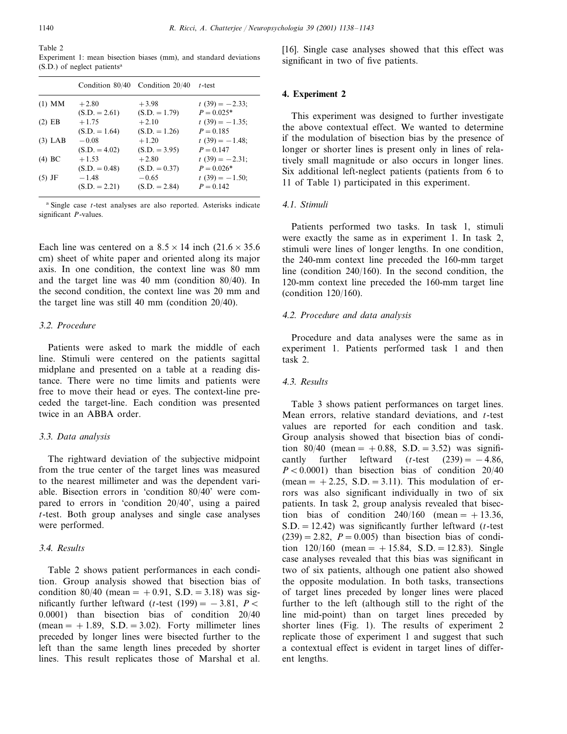Table 2
Experiment 1: mean bisection biases (mm), and standard deviations (S.D.) of neglect patients[a]

| | Condition 80/40 | Condition 20/40 | $t$-test |
|---|---|---|---|
| (1) MM | +2.80 (S.D. = 2.61) | +3.98 (S.D. = 1.79) | $t$ (39) = −2.33; $P$ = 0.025* |
| (2) EB | +1.75 (S.D. = 1.64) | +2.10 (S.D. = 1.26) | $t$ (39) = −1.35; $P$ = 0.185 |
| (3) LAB | −0.08 (S.D. = 4.02) | +1.20 (S.D. = 3.95) | $t$ (39) = −1.48; $P$ = 0.147 |
| (4) BC | +1.53 (S.D. = 0.48) | +2.80 (S.D. = 0.37) | $t$ (39) = −2.31; $P$ = 0.026* |
| (5) JF | −1.48 (S.D. = 2.21) | −0.65 (S.D. = 2.84) | $t$ (39) = −1.50; $P$ = 0.142 |

[a] Single case $t$-test analyses are also reported. Asterisks indicate significant $P$-values.

Each line was centered on a 8.5 × 14 inch (21.6 × 35.6 cm) sheet of white paper and oriented along its major axis. In one condition, the context line was 80 mm and the target line was 40 mm (condition 80/40). In the second condition, the context line was 20 mm and the target line was still 40 mm (condition 20/40).

### 3.2. Procedure

Patients were asked to mark the middle of each line. Stimuli were centered on the patients sagittal midplane and presented on a table at a reading distance. There were no time limits and patients were free to move their head or eyes. The context-line preceded the target-line. Each condition was presented twice in an ABBA order.

### 3.3. Data analysis

The rightward deviation of the subjective midpoint from the true center of the target lines was measured to the nearest millimeter and was the dependent variable. Bisection errors in 'condition 80/40' were compared to errors in 'condition 20/40', using a paired $t$-test. Both group analyses and single case analyses were performed.

### 3.4. Results

Table 2 shows patient performances in each condition. Group analysis showed that bisection bias of condition 80/40 (mean = +0.91, S.D. = 3.18) was significantly further leftward ($t$-test (199) = −3.81, $P < 0.0001$) than bisection bias of condition 20/40 (mean = +1.89, S.D. = 3.02). Forty millimeter lines preceded by longer lines were bisected further to the left than the same length lines preceded by shorter lines. This result replicates those of Marshal et al. [16]. Single case analyses showed that this effect was significant in two of five patients.

## 4. Experiment 2

This experiment was designed to further investigate the above contextual effect. We wanted to determine if the modulation of bisection bias by the presence of longer or shorter lines is present only in lines of relatively small magnitude or also occurs in longer lines. Six additional left-neglect patients (patients from 6 to 11 of Table 1) participated in this experiment.

### 4.1. Stimuli

Patients performed two tasks. In task 1, stimuli were exactly the same as in experiment 1. In task 2, stimuli were lines of longer lengths. In one condition, the 240-mm context line preceded the 160-mm target line (condition 240/160). In the second condition, the 120-mm context line preceded the 160-mm target line (condition 120/160).

### 4.2. Procedure and data analysis

Procedure and data analyses were the same as in experiment 1. Patients performed task 1 and then task 2.

### 4.3. Results

Table 3 shows patient performances on target lines. Mean errors, relative standard deviations, and $t$-test values are reported for each condition and task. Group analysis showed that bisection bias of condition 80/40 (mean = +0.88, S.D. = 3.52) was significantly further leftward ($t$-test (239) = −4.86, $P < 0.0001$) than bisection bias of condition 20/40 (mean = +2.25, S.D. = 3.11). This modulation of errors was also significant individually in two of six patients. In task 2, group analysis revealed that bisection bias of condition 240/160 (mean = +13.36, S.D. = 12.42) was significantly further leftward ($t$-test (239) = 2.82, $P = 0.005$) than bisection bias of condition 120/160 (mean = +15.84, S.D. = 12.83). Single case analyses revealed that this bias was significant in two of six patients, although one patient also showed the opposite modulation. In both tasks, transections of target lines preceded by longer lines were placed further to the left (although still to the right of the line mid-point) than on target lines preceded by shorter lines (Fig. 1). The results of experiment 2 replicate those of experiment 1 and suggest that such a contextual effect is evident in target lines of different lengths.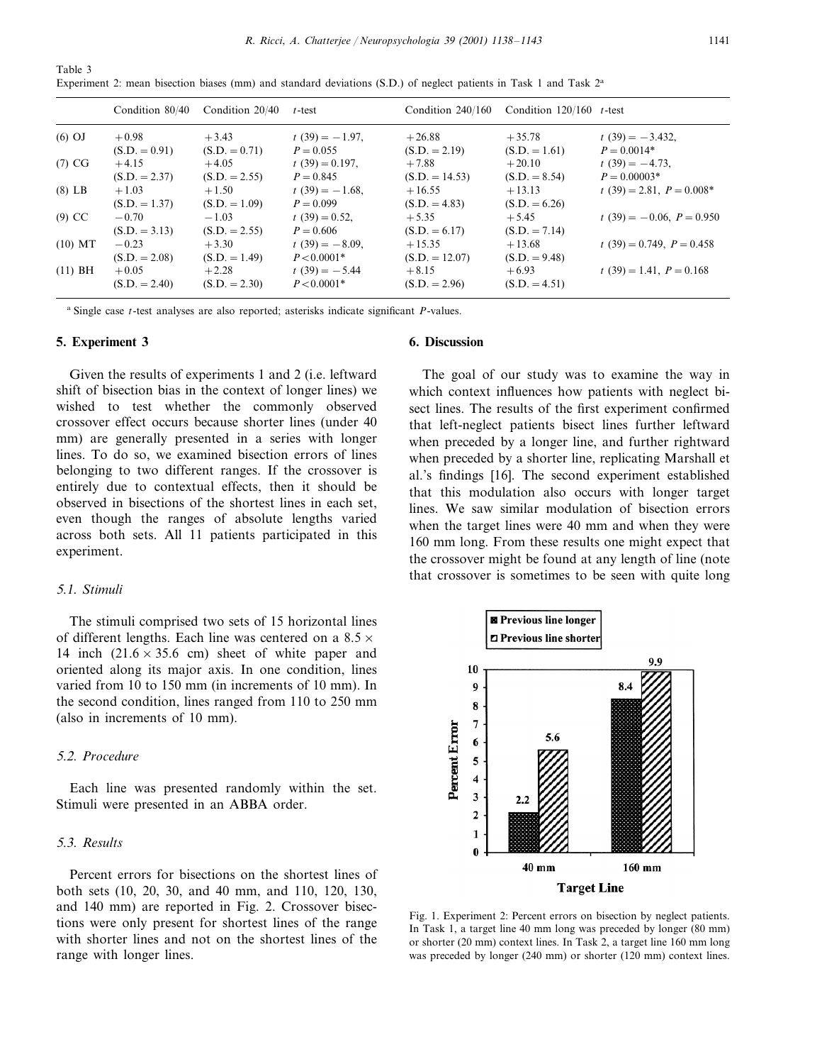Table 3
Experiment 2: mean bisection biases (mm) and standard deviations (S.D.) of neglect patients in Task 1 and Task 2[a]

| | Condition 80/40 | Condition 20/40 | $t$-test | Condition 240/160 | Condition 120/160 | $t$-test |
|---|---|---|---|---|---|---|
| (6) OJ | +0.98 (S.D. = 0.91) | +3.43 (S.D. = 0.71) | $t$ (39) = −1.97, $P$ = 0.055 | +26.88 (S.D. = 2.19) | +35.78 (S.D. = 1.61) | $t$ (39) = −3.432, $P$ = 0.0014* |
| (7) CG | +4.15 (S.D. = 2.37) | +4.05 (S.D. = 2.55) | $t$ (39) = 0.197, $P$ = 0.845 | +7.88 (S.D. = 14.53) | +20.10 (S.D. = 8.54) | $t$ (39) = −4.73, $P$ = 0.00003* |
| (8) LB | +1.03 (S.D. = 1.37) | +1.50 (S.D. = 1.09) | $t$ (39) = −1.68, $P$ = 0.099 | +16.55 (S.D. = 4.83) | +13.13 (S.D. = 6.26) | $t$ (39) = 2.81, $P$ = 0.008* |
| (9) CC | −0.70 (S.D. = 3.13) | −1.03 (S.D. = 2.55) | $t$ (39) = 0.52, $P$ = 0.606 | +5.35 (S.D. = 6.17) | +5.45 (S.D. = 7.14) | $t$ (39) = −0.06, $P$ = 0.950 |
| (10) MT | −0.23 (S.D. = 2.08) | +3.30 (S.D. = 1.49) | $t$ (39) = −8.09, $P$ < 0.0001* | +15.35 (S.D. = 12.07) | +13.68 (S.D. = 9.48) | $t$ (39) = 0.749, $P$ = 0.458 |
| (11) BH | +0.05 (S.D. = 2.40) | +2.28 (S.D. = 2.30) | $t$ (39) = −5.44 $P$ < 0.0001* | +8.15 (S.D. = 2.96) | +6.93 (S.D. = 4.51) | $t$ (39) = 1.41, $P$ = 0.168 |

[a] Single case $t$-test analyses are also reported; asterisks indicate significant $P$-values.

## 5. Experiment 3

Given the results of experiments 1 and 2 (i.e. leftward shift of bisection bias in the context of longer lines) we wished to test whether the commonly observed crossover effect occurs because shorter lines (under 40 mm) are generally presented in a series with longer lines. To do so, we examined bisection errors of lines belonging to two different ranges. If the crossover is entirely due to contextual effects, then it should be observed in bisections of the shortest lines in each set, even though the ranges of absolute lengths varied across both sets. All 11 patients participated in this experiment.

### 5.1. Stimuli

The stimuli comprised two sets of 15 horizontal lines of different lengths. Each line was centered on a 8.5 × 14 inch (21.6 × 35.6 cm) sheet of white paper and oriented along its major axis. In one condition, lines varied from 10 to 150 mm (in increments of 10 mm). In the second condition, lines ranged from 110 to 250 mm (also in increments of 10 mm).

### 5.2. Procedure

Each line was presented randomly within the set. Stimuli were presented in an ABBA order.

### 5.3. Results

Percent errors for bisections on the shortest lines of both sets (10, 20, 30, and 40 mm, and 110, 120, 130, and 140 mm) are reported in Fig. 2. Crossover bisections were only present for shortest lines of the range with shorter lines and not on the shortest lines of the range with longer lines.

## 6. Discussion

The goal of our study was to examine the way in which context influences how patients with neglect bisect lines. The results of the first experiment confirmed that left-neglect patients bisect lines further leftward when preceded by a longer line, and further rightward when preceded by a shorter line, replicating Marshall et al.'s findings [16]. The second experiment established that this modulation also occurs with longer target lines. We saw similar modulation of bisection errors when the target lines were 40 mm and when they were 160 mm long. From these results one might expect that the crossover might be found at any length of line (note that crossover is sometimes to be seen with quite long

Fig. 1. Experiment 2: Percent errors on bisection by neglect patients. In Task 1, a target line 40 mm long was preceded by longer (80 mm) or shorter (20 mm) context lines. In Task 2, a target line 160 mm long was preceded by longer (240 mm) or shorter (120 mm) context lines.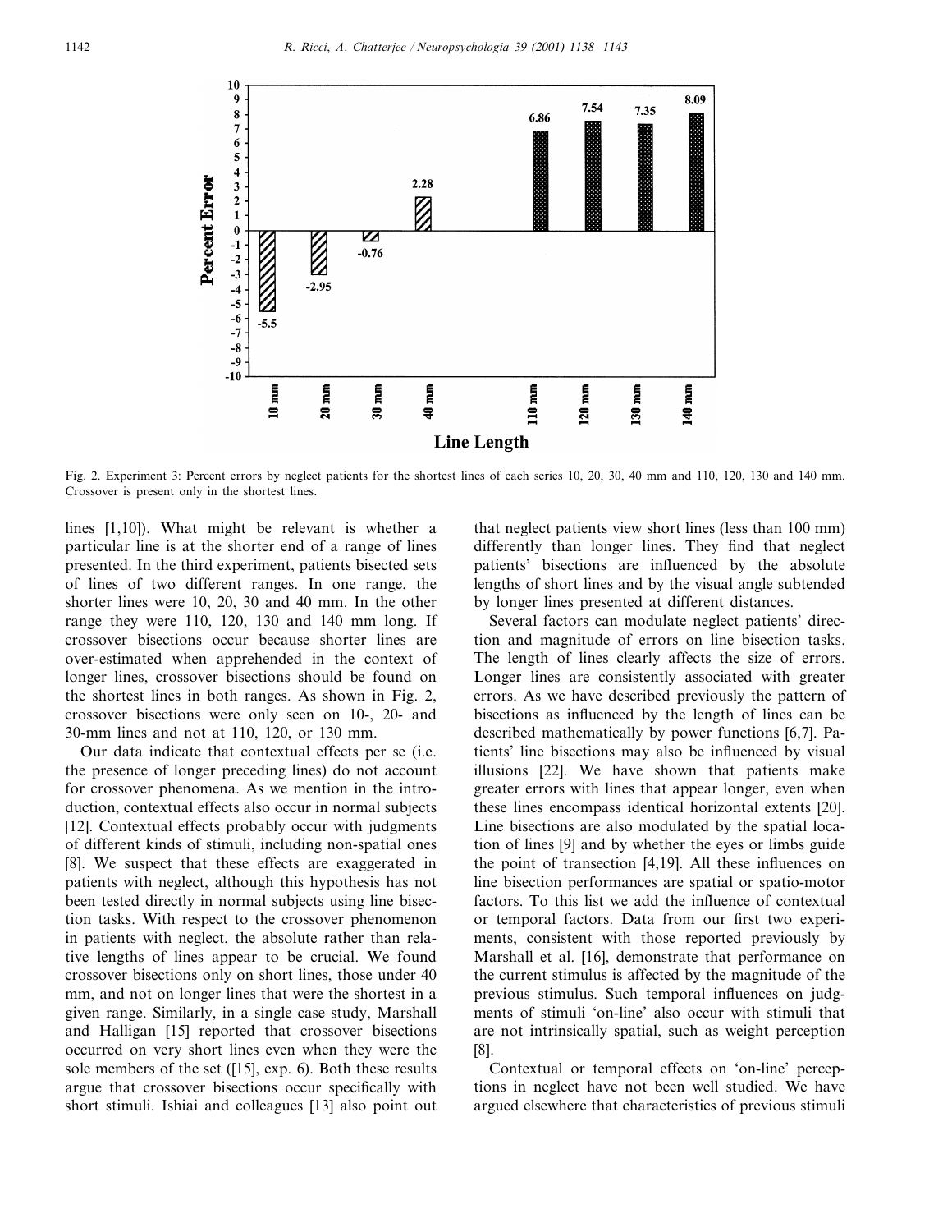Fig. 2. Experiment 3: Percent errors by neglect patients for the shortest lines of each series 10, 20, 30, 40 mm and 110, 120, 130 and 140 mm. Crossover is present only in the shortest lines.

lines [1,10]). What might be relevant is whether a particular line is at the shorter end of a range of lines presented. In the third experiment, patients bisected sets of lines of two different ranges. In one range, the shorter lines were 10, 20, 30 and 40 mm. In the other range they were 110, 120, 130 and 140 mm long. If crossover bisections occur because shorter lines are over-estimated when apprehended in the context of longer lines, crossover bisections should be found on the shortest lines in both ranges. As shown in Fig. 2, crossover bisections were only seen on 10-, 20- and 30-mm lines and not at 110, 120, or 130 mm.

Our data indicate that contextual effects per se (i.e. the presence of longer preceding lines) do not account for crossover phenomena. As we mention in the introduction, contextual effects also occur in normal subjects [12]. Contextual effects probably occur with judgments of different kinds of stimuli, including non-spatial ones [8]. We suspect that these effects are exaggerated in patients with neglect, although this hypothesis has not been tested directly in normal subjects using line bisection tasks. With respect to the crossover phenomenon in patients with neglect, the absolute rather than relative lengths of lines appear to be crucial. We found crossover bisections only on short lines, those under 40 mm, and not on longer lines that were the shortest in a given range. Similarly, in a single case study, Marshall and Halligan [15] reported that crossover bisections occurred on very short lines even when they were the sole members of the set ([15], exp. 6). Both these results argue that crossover bisections occur specifically with short stimuli. Ishiai and colleagues [13] also point out that neglect patients view short lines (less than 100 mm) differently than longer lines. They find that neglect patients' bisections are influenced by the absolute lengths of short lines and by the visual angle subtended by longer lines presented at different distances.

Several factors can modulate neglect patients' direction and magnitude of errors on line bisection tasks. The length of lines clearly affects the size of errors. Longer lines are consistently associated with greater errors. As we have described previously the pattern of bisections as influenced by the length of lines can be described mathematically by power functions [6,7]. Patients' line bisections may also be influenced by visual illusions [22]. We have shown that patients make greater errors with lines that appear longer, even when these lines encompass identical horizontal extents [20]. Line bisections are also modulated by the spatial location of lines [9] and by whether the eyes or limbs guide the point of transection [4,19]. All these influences on line bisection performances are spatial or spatio-motor factors. To this list we add the influence of contextual or temporal factors. Data from our first two experiments, consistent with those reported previously by Marshall et al. [16], demonstrate that performance on the current stimulus is affected by the magnitude of the previous stimulus. Such temporal influences on judgments of stimuli 'on-line' also occur with stimuli that are not intrinsically spatial, such as weight perception [8].

Contextual or temporal effects on 'on-line' perceptions in neglect have not been well studied. We have argued elsewhere that characteristics of previous stimuli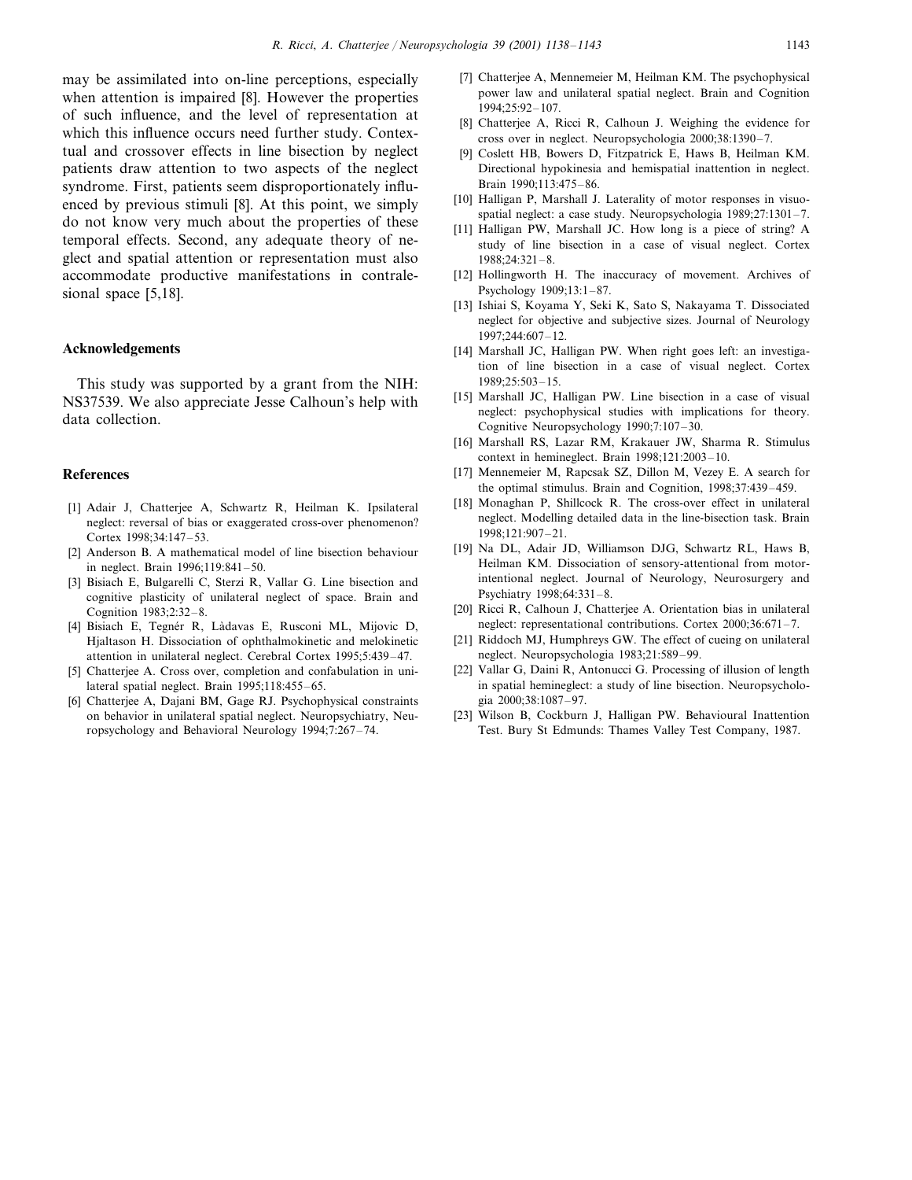may be assimilated into on-line perceptions, especially when attention is impaired [8]. However the properties of such influence, and the level of representation at which this influence occurs need further study. Contextual and crossover effects in line bisection by neglect patients draw attention to two aspects of the neglect syndrome. First, patients seem disproportionately influenced by previous stimuli [8]. At this point, we simply do not know very much about the properties of these temporal effects. Second, any adequate theory of neglect and spatial attention or representation must also accommodate productive manifestations in contralesional space [5,18].

## Acknowledgements

This study was supported by a grant from the NIH: NS37539. We also appreciate Jesse Calhoun's help with data collection.

## References

[1] Adair J, Chatterjee A, Schwartz R, Heilman K. Ipsilateral neglect: reversal of bias or exaggerated cross-over phenomenon? Cortex 1998;34:147–53.

[2] Anderson B. A mathematical model of line bisection behaviour in neglect. Brain 1996;119:841–50.

[3] Bisiach E, Bulgarelli C, Sterzi R, Vallar G. Line bisection and cognitive plasticity of unilateral neglect of space. Brain and Cognition 1983;2:32–8.

[4] Bisiach E, Tegnér R, Làdavas E, Rusconi ML, Mijovic D, Hjaltason H. Dissociation of ophthalmokinetic and melokinetic attention in unilateral neglect. Cerebral Cortex 1995;5:439–47.

[5] Chatterjee A. Cross over, completion and confabulation in unilateral spatial neglect. Brain 1995;118:455–65.

[6] Chatterjee A, Dajani BM, Gage RJ. Psychophysical constraints on behavior in unilateral spatial neglect. Neuropsychiatry, Neuropsychology and Behavioral Neurology 1994;7:267–74.

[7] Chatterjee A, Mennemeier M, Heilman KM. The psychophysical power law and unilateral spatial neglect. Brain and Cognition 1994;25:92–107.

[8] Chatterjee A, Ricci R, Calhoun J. Weighing the evidence for cross over in neglect. Neuropsychologia 2000;38:1390–7.

[9] Coslett HB, Bowers D, Fitzpatrick E, Haws B, Heilman KM. Directional hypokinesia and hemispatial inattention in neglect. Brain 1990;113:475–86.

[10] Halligan P, Marshall J. Laterality of motor responses in visuo-spatial neglect: a case study. Neuropsychologia 1989;27:1301–7.

[11] Halligan PW, Marshall JC. How long is a piece of string? A study of line bisection in a case of visual neglect. Cortex 1988;24:321–8.

[12] Hollingworth H. The inaccuracy of movement. Archives of Psychology 1909;13:1–87.

[13] Ishiai S, Koyama Y, Seki K, Sato S, Nakayama T. Dissociated neglect for objective and subjective sizes. Journal of Neurology 1997;244:607–12.

[14] Marshall JC, Halligan PW. When right goes left: an investigation of line bisection in a case of visual neglect. Cortex 1989;25:503–15.

[15] Marshall JC, Halligan PW. Line bisection in a case of visual neglect: psychophysical studies with implications for theory. Cognitive Neuropsychology 1990;7:107–30.

[16] Marshall RS, Lazar RM, Krakauer JW, Sharma R. Stimulus context in hemineglect. Brain 1998;121:2003–10.

[17] Mennemeier M, Rapcsak SZ, Dillon M, Vezey E. A search for the optimal stimulus. Brain and Cognition, 1998;37:439–459.

[18] Monaghan P, Shillcock R. The cross-over effect in unilateral neglect. Modelling detailed data in the line-bisection task. Brain 1998;121:907–21.

[19] Na DL, Adair JD, Williamson DJG, Schwartz RL, Haws B, Heilman KM. Dissociation of sensory-attentional from motor-intentional neglect. Journal of Neurology, Neurosurgery and Psychiatry 1998;64:331–8.

[20] Ricci R, Calhoun J, Chatterjee A. Orientation bias in unilateral neglect: representational contributions. Cortex 2000;36:671–7.

[21] Riddoch MJ, Humphreys GW. The effect of cueing on unilateral neglect. Neuropsychologia 1983;21:589–99.

[22] Vallar G, Daini R, Antonucci G. Processing of illusion of length in spatial hemineglect: a study of line bisection. Neuropsychologia 2000;38:1087–97.

[23] Wilson B, Cockburn J, Halligan PW. Behavioural Inattention Test. Bury St Edmunds: Thames Valley Test Company, 1987.